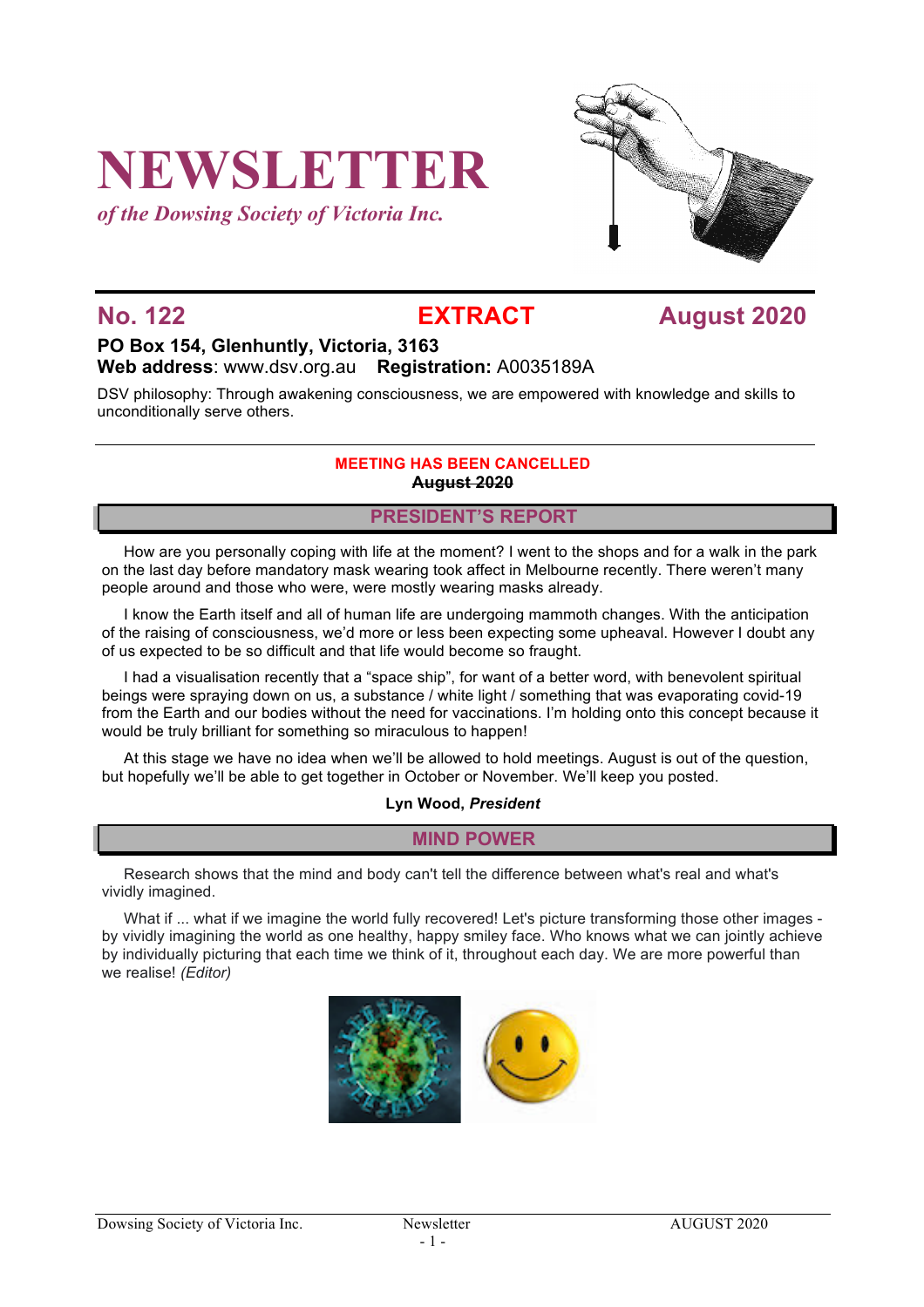# NEWSLETTER

*of the Dowsing Society of Victoria Inc.*

**No. 122** **EXTRACT** **August 2020**

**PO Box 154, Glenhuntly, Victoria, 3163**
**Web address**: www.dsv.org.au **Registration:** A0035189A

DSV philosophy: Through awakening consciousness, we are empowered with knowledge and skills to unconditionally serve others.

**MEETING HAS BEEN CANCELLED**
**~~August 2020~~**

## PRESIDENT'S REPORT

How are you personally coping with life at the moment? I went to the shops and for a walk in the park on the last day before mandatory mask wearing took affect in Melbourne recently. There weren't many people around and those who were, were mostly wearing masks already.

I know the Earth itself and all of human life are undergoing mammoth changes. With the anticipation of the raising of consciousness, we'd more or less been expecting some upheaval. However I doubt any of us expected to be so difficult and that life would become so fraught.

I had a visualisation recently that a "space ship", for want of a better word, with benevolent spiritual beings were spraying down on us, a substance / white light / something that was evaporating covid-19 from the Earth and our bodies without the need for vaccinations. I'm holding onto this concept because it would be truly brilliant for something so miraculous to happen!

At this stage we have no idea when we'll be allowed to hold meetings. August is out of the question, but hopefully we'll be able to get together in October or November. We'll keep you posted.

**Lyn Wood, *President***

## MIND POWER

Research shows that the mind and body can't tell the difference between what's real and what's vividly imagined.

What if ... what if we imagine the world fully recovered! Let's picture transforming those other images - by vividly imagining the world as one healthy, happy smiley face. Who knows what we can jointly achieve by individually picturing that each time we think of it, throughout each day. We are more powerful than we realise! *(Editor)*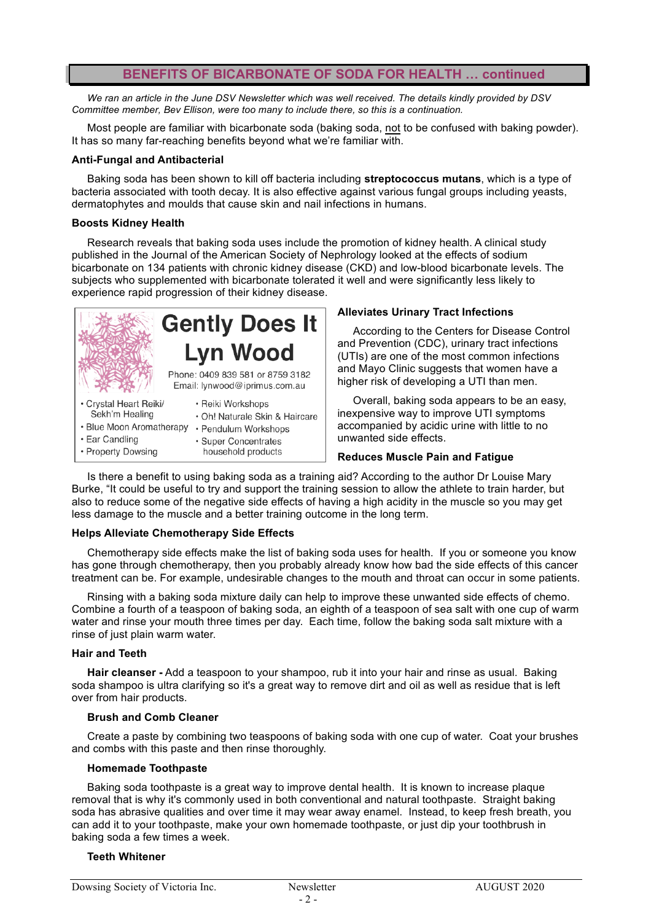## BENEFITS OF BICARBONATE OF SODA FOR HEALTH … continued

*We ran an article in the June DSV Newsletter which was well received. The details kindly provided by DSV Committee member, Bev Ellison, were too many to include there, so this is a continuation.*

Most people are familiar with bicarbonate soda (baking soda, not to be confused with baking powder). It has so many far-reaching benefits beyond what we're familiar with.

**Anti-Fungal and Antibacterial**

Baking soda has been shown to kill off bacteria including **streptococcus mutans**, which is a type of bacteria associated with tooth decay. It is also effective against various fungal groups including yeasts, dermatophytes and moulds that cause skin and nail infections in humans.

**Boosts Kidney Health**

Research reveals that baking soda uses include the promotion of kidney health. A clinical study published in the Journal of the American Society of Nephrology looked at the effects of sodium bicarbonate on 134 patients with chronic kidney disease (CKD) and low-blood bicarbonate levels. The subjects who supplemented with bicarbonate tolerated it well and were significantly less likely to experience rapid progression of their kidney disease.

**Gently Does It**
**Lyn Wood**

Phone: 0409 839 581 or 8759 3182
Email: lynwood@iprimus.com.au

- Crystal Heart Reiki/ Sekh'm Healing
- Blue Moon Aromatherapy
- Ear Candling
- Property Dowsing
- Reiki Workshops
- Oh! Naturale Skin & Haircare
- Pendulum Workshops
- Super Concentrates household products

**Alleviates Urinary Tract Infections**

According to the Centers for Disease Control and Prevention (CDC), urinary tract infections (UTIs) are one of the most common infections and Mayo Clinic suggests that women have a higher risk of developing a UTI than men.

Overall, baking soda appears to be an easy, inexpensive way to improve UTI symptoms accompanied by acidic urine with little to no unwanted side effects.

**Reduces Muscle Pain and Fatigue**

Is there a benefit to using baking soda as a training aid? According to the author Dr Louise Mary Burke, "It could be useful to try and support the training session to allow the athlete to train harder, but also to reduce some of the negative side effects of having a high acidity in the muscle so you may get less damage to the muscle and a better training outcome in the long term.

**Helps Alleviate Chemotherapy Side Effects**

Chemotherapy side effects make the list of baking soda uses for health. If you or someone you know has gone through chemotherapy, then you probably already know how bad the side effects of this cancer treatment can be. For example, undesirable changes to the mouth and throat can occur in some patients.

Rinsing with a baking soda mixture daily can help to improve these unwanted side effects of chemo. Combine a fourth of a teaspoon of baking soda, an eighth of a teaspoon of sea salt with one cup of warm water and rinse your mouth three times per day. Each time, follow the baking soda salt mixture with a rinse of just plain warm water.

**Hair and Teeth**

**Hair cleanser -** Add a teaspoon to your shampoo, rub it into your hair and rinse as usual. Baking soda shampoo is ultra clarifying so it's a great way to remove dirt and oil as well as residue that is left over from hair products.

**Brush and Comb Cleaner**

Create a paste by combining two teaspoons of baking soda with one cup of water. Coat your brushes and combs with this paste and then rinse thoroughly.

**Homemade Toothpaste**

Baking soda toothpaste is a great way to improve dental health. It is known to increase plaque removal that is why it's commonly used in both conventional and natural toothpaste. Straight baking soda has abrasive qualities and over time it may wear away enamel. Instead, to keep fresh breath, you can add it to your toothpaste, make your own homemade toothpaste, or just dip your toothbrush in baking soda a few times a week.

**Teeth Whitener**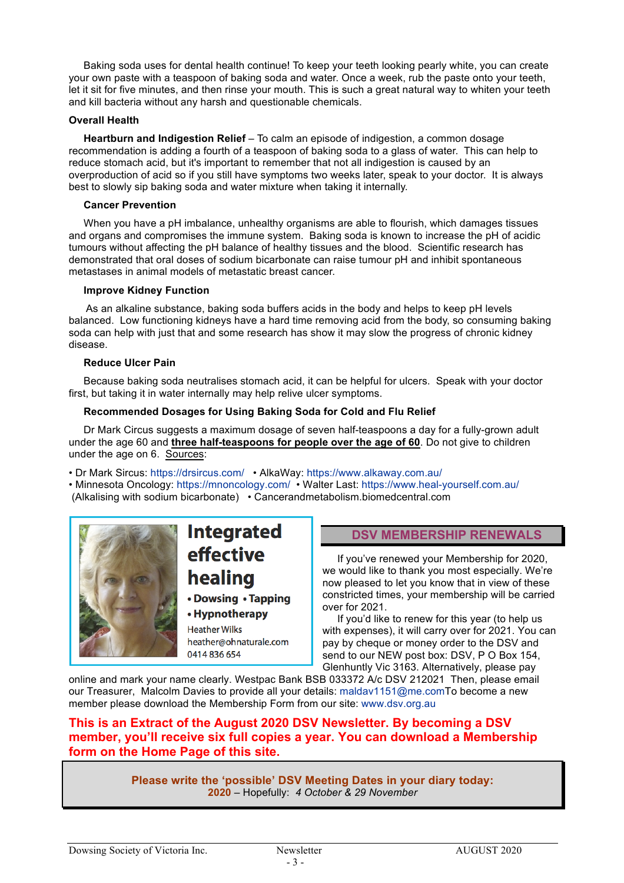Baking soda uses for dental health continue! To keep your teeth looking pearly white, you can create your own paste with a teaspoon of baking soda and water. Once a week, rub the paste onto your teeth, let it sit for five minutes, and then rinse your mouth. This is such a great natural way to whiten your teeth and kill bacteria without any harsh and questionable chemicals.

**Overall Health**

**Heartburn and Indigestion Relief** – To calm an episode of indigestion, a common dosage recommendation is adding a fourth of a teaspoon of baking soda to a glass of water. This can help to reduce stomach acid, but it's important to remember that not all indigestion is caused by an overproduction of acid so if you still have symptoms two weeks later, speak to your doctor. It is always best to slowly sip baking soda and water mixture when taking it internally.

**Cancer Prevention**

When you have a pH imbalance, unhealthy organisms are able to flourish, which damages tissues and organs and compromises the immune system. Baking soda is known to increase the pH of acidic tumours without affecting the pH balance of healthy tissues and the blood. Scientific research has demonstrated that oral doses of sodium bicarbonate can raise tumour pH and inhibit spontaneous metastases in animal models of metastatic breast cancer.

**Improve Kidney Function**

As an alkaline substance, baking soda buffers acids in the body and helps to keep pH levels balanced. Low functioning kidneys have a hard time removing acid from the body, so consuming baking soda can help with just that and some research has show it may slow the progress of chronic kidney disease.

**Reduce Ulcer Pain**

Because baking soda neutralises stomach acid, it can be helpful for ulcers. Speak with your doctor first, but taking it in water internally may help relive ulcer symptoms.

**Recommended Dosages for Using Baking Soda for Cold and Flu Relief**

Dr Mark Circus suggests a maximum dosage of seven half-teaspoons a day for a fully-grown adult under the age 60 and **three half-teaspoons for people over the age of 60**. Do not give to children under the age on 6. Sources:

- Dr Mark Sircus: https://drsircus.com/ • AlkaWay: https://www.alkaway.com.au/
- Minnesota Oncology: https://mnoncology.com/ • Walter Last: https://www.heal-yourself.com.au/ (Alkalising with sodium bicarbonate) • Cancerandmetabolism.biomedcentral.com

**Integrated effective healing**
• Dowsing • Tapping
• Hypnotherapy
Heather Wilks
heather@ohnaturale.com
0414 836 654

## DSV MEMBERSHIP RENEWALS

If you've renewed your Membership for 2020, we would like to thank you most especially. We're now pleased to let you know that in view of these constricted times, your membership will be carried over for 2021.

If you'd like to renew for this year (to help us with expenses), it will carry over for 2021. You can pay by cheque or money order to the DSV and send to our NEW post box: DSV, P O Box 154, Glenhuntly Vic 3163. Alternatively, please pay online and mark your name clearly. Westpac Bank BSB 033372 A/c DSV 212021 Then, please email our Treasurer, Malcolm Davies to provide all your details: maldav1151@me.comTo become a new member please download the Membership Form from our site: www.dsv.org.au

**This is an Extract of the August 2020 DSV Newsletter. By becoming a DSV member, you'll receive six full copies a year. You can download a Membership form on the Home Page of this site.**

**Please write the 'possible' DSV Meeting Dates in your diary today:**
**2020** – Hopefully: *4 October & 29 November*